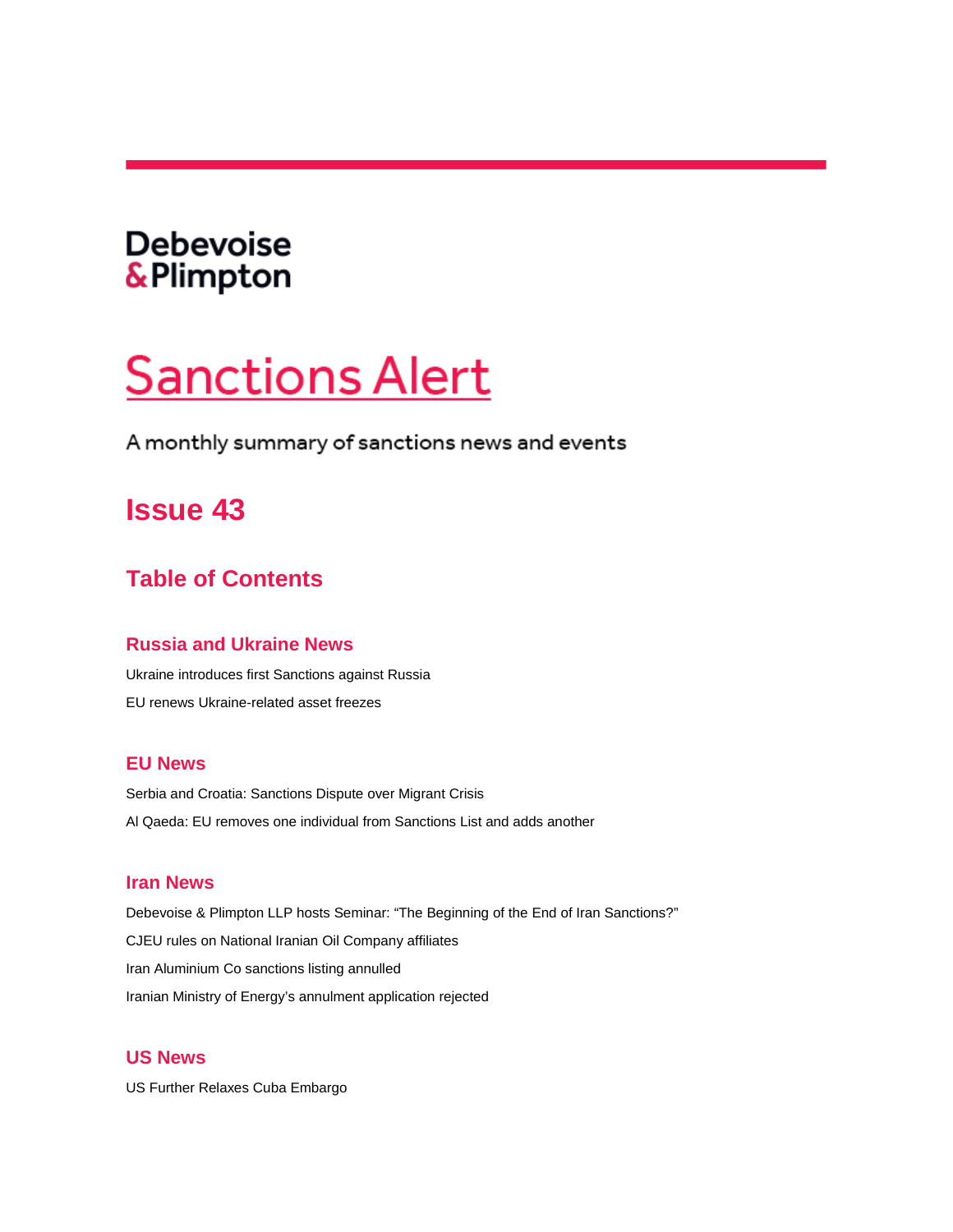Debevoise & Plimpton

# Sanctions Alert

A monthly summary of sanctions news and events

## Issue 43

## Table of Contents

### Russia and Ukraine News

Ukraine introduces first Sanctions against Russia

EU renews Ukraine-related asset freezes

### EU News

Serbia and Croatia: Sanctions Dispute over Migrant Crisis

Al Qaeda: EU removes one individual from Sanctions List and adds another

### Iran News

Debevoise & Plimpton LLP hosts Seminar: "The Beginning of the End of Iran Sanctions?"

CJEU rules on National Iranian Oil Company affiliates

Iran Aluminium Co sanctions listing annulled

Iranian Ministry of Energy's annulment application rejected

### US News

US Further Relaxes Cuba Embargo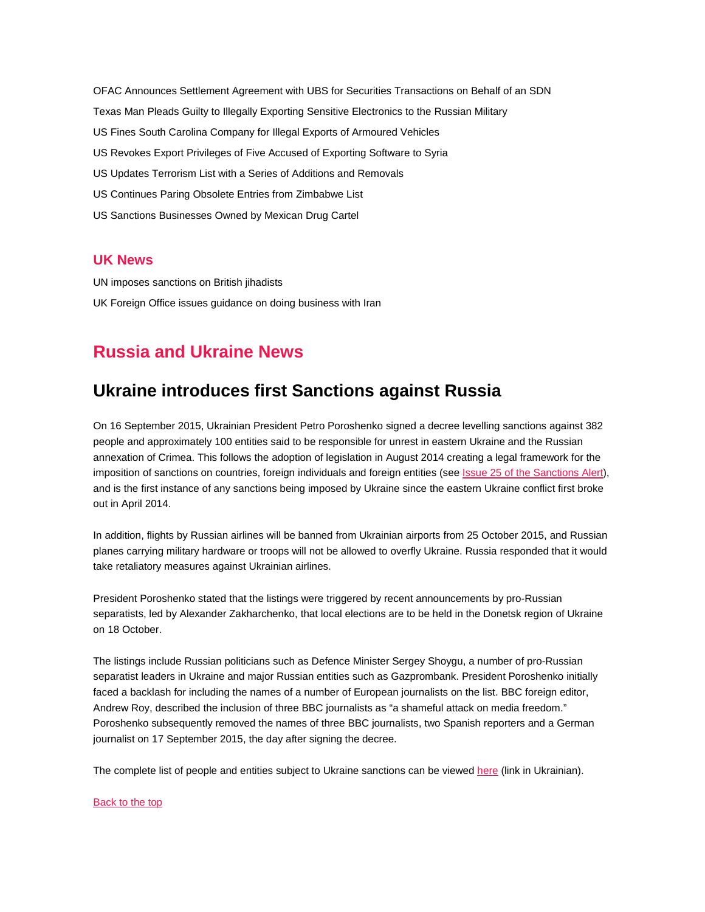OFAC Announces Settlement Agreement with UBS for Securities Transactions on Behalf of an SDN

Texas Man Pleads Guilty to Illegally Exporting Sensitive Electronics to the Russian Military

US Fines South Carolina Company for Illegal Exports of Armoured Vehicles

US Revokes Export Privileges of Five Accused of Exporting Software to Syria

US Updates Terrorism List with a Series of Additions and Removals

US Continues Paring Obsolete Entries from Zimbabwe List

US Sanctions Businesses Owned by Mexican Drug Cartel

### UK News

UN imposes sanctions on British jihadists

UK Foreign Office issues guidance on doing business with Iran

## Russia and Ukraine News

## Ukraine introduces first Sanctions against Russia

On 16 September 2015, Ukrainian President Petro Poroshenko signed a decree levelling sanctions against 382 people and approximately 100 entities said to be responsible for unrest in eastern Ukraine and the Russian annexation of Crimea. This follows the adoption of legislation in August 2014 creating a legal framework for the imposition of sanctions on countries, foreign individuals and foreign entities (see Issue 25 of the Sanctions Alert), and is the first instance of any sanctions being imposed by Ukraine since the eastern Ukraine conflict first broke out in April 2014.

In addition, flights by Russian airlines will be banned from Ukrainian airports from 25 October 2015, and Russian planes carrying military hardware or troops will not be allowed to overfly Ukraine. Russia responded that it would take retaliatory measures against Ukrainian airlines.

President Poroshenko stated that the listings were triggered by recent announcements by pro-Russian separatists, led by Alexander Zakharchenko, that local elections are to be held in the Donetsk region of Ukraine on 18 October.

The listings include Russian politicians such as Defence Minister Sergey Shoygu, a number of pro-Russian separatist leaders in Ukraine and major Russian entities such as Gazprombank. President Poroshenko initially faced a backlash for including the names of a number of European journalists on the list. BBC foreign editor, Andrew Roy, described the inclusion of three BBC journalists as "a shameful attack on media freedom." Poroshenko subsequently removed the names of three BBC journalists, two Spanish reporters and a German journalist on 17 September 2015, the day after signing the decree.

The complete list of people and entities subject to Ukraine sanctions can be viewed here (link in Ukrainian).

Back to the top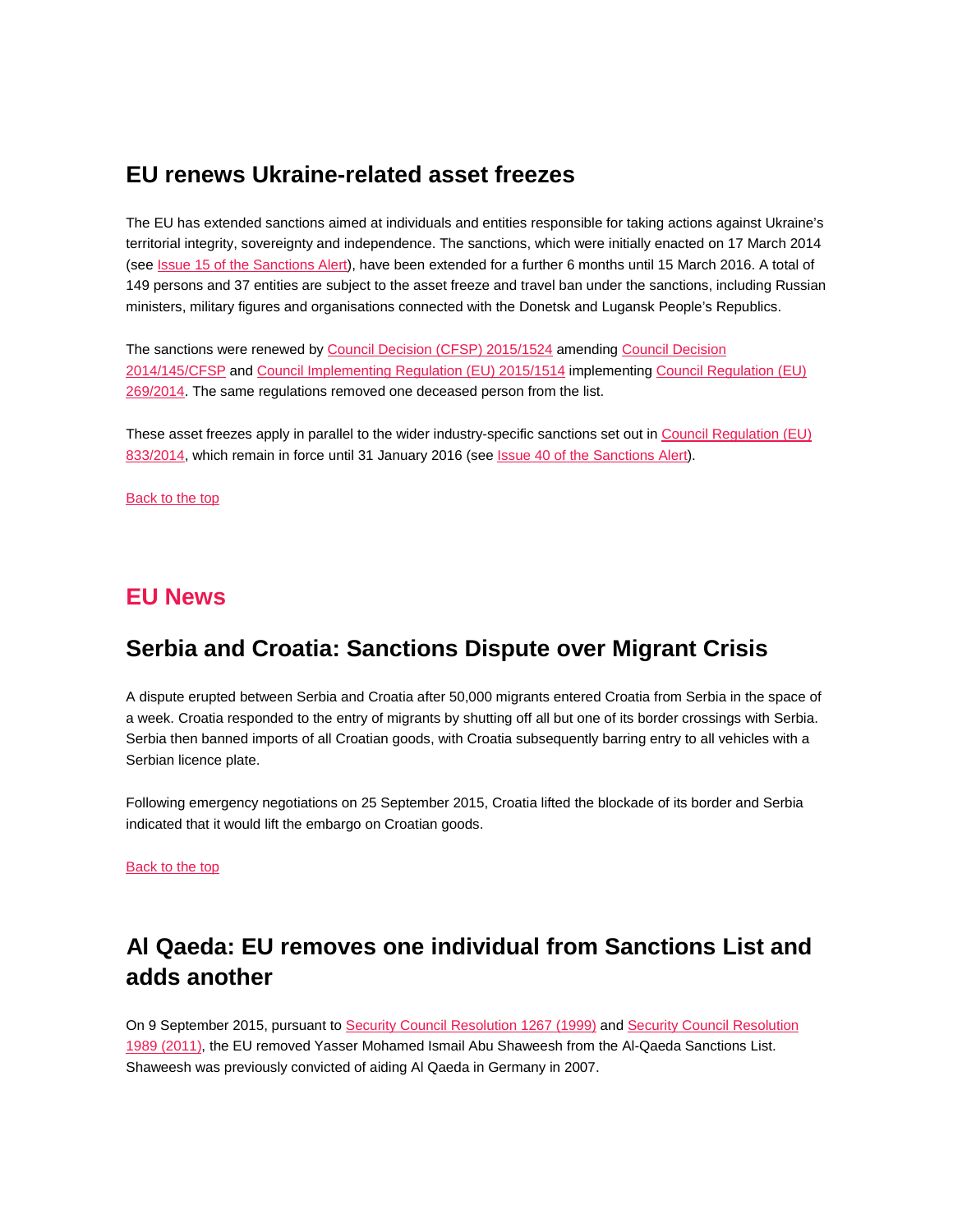## EU renews Ukraine-related asset freezes

The EU has extended sanctions aimed at individuals and entities responsible for taking actions against Ukraine's territorial integrity, sovereignty and independence. The sanctions, which were initially enacted on 17 March 2014 (see Issue 15 of the Sanctions Alert), have been extended for a further 6 months until 15 March 2016. A total of 149 persons and 37 entities are subject to the asset freeze and travel ban under the sanctions, including Russian ministers, military figures and organisations connected with the Donetsk and Lugansk People's Republics.

The sanctions were renewed by Council Decision (CFSP) 2015/1524 amending Council Decision 2014/145/CFSP and Council Implementing Regulation (EU) 2015/1514 implementing Council Regulation (EU) 269/2014. The same regulations removed one deceased person from the list.

These asset freezes apply in parallel to the wider industry-specific sanctions set out in Council Regulation (EU) 833/2014, which remain in force until 31 January 2016 (see Issue 40 of the Sanctions Alert).

Back to the top

# EU News

## Serbia and Croatia: Sanctions Dispute over Migrant Crisis

A dispute erupted between Serbia and Croatia after 50,000 migrants entered Croatia from Serbia in the space of a week. Croatia responded to the entry of migrants by shutting off all but one of its border crossings with Serbia. Serbia then banned imports of all Croatian goods, with Croatia subsequently barring entry to all vehicles with a Serbian licence plate.

Following emergency negotiations on 25 September 2015, Croatia lifted the blockade of its border and Serbia indicated that it would lift the embargo on Croatian goods.

Back to the top

## Al Qaeda: EU removes one individual from Sanctions List and adds another

On 9 September 2015, pursuant to Security Council Resolution 1267 (1999) and Security Council Resolution 1989 (2011), the EU removed Yasser Mohamed Ismail Abu Shaweesh from the Al-Qaeda Sanctions List. Shaweesh was previously convicted of aiding Al Qaeda in Germany in 2007.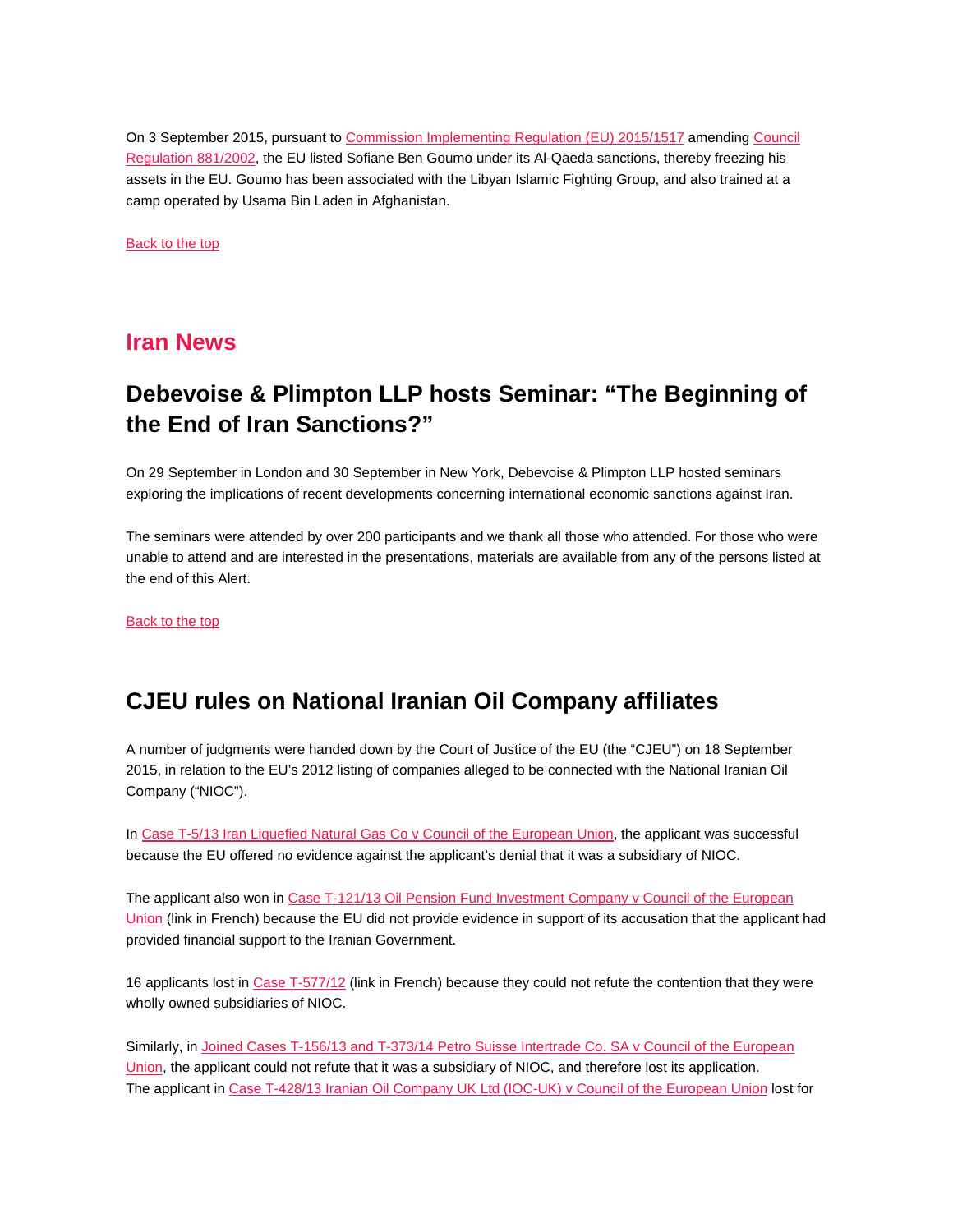On 3 September 2015, pursuant to Commission Implementing Regulation (EU) 2015/1517 amending Council Regulation 881/2002, the EU listed Sofiane Ben Goumo under its Al-Qaeda sanctions, thereby freezing his assets in the EU. Goumo has been associated with the Libyan Islamic Fighting Group, and also trained at a camp operated by Usama Bin Laden in Afghanistan.

Back to the top

## Iran News

### Debevoise & Plimpton LLP hosts Seminar: "The Beginning of the End of Iran Sanctions?"

On 29 September in London and 30 September in New York, Debevoise & Plimpton LLP hosted seminars exploring the implications of recent developments concerning international economic sanctions against Iran.

The seminars were attended by over 200 participants and we thank all those who attended. For those who were unable to attend and are interested in the presentations, materials are available from any of the persons listed at the end of this Alert.

Back to the top

### CJEU rules on National Iranian Oil Company affiliates

A number of judgments were handed down by the Court of Justice of the EU (the "CJEU") on 18 September 2015, in relation to the EU's 2012 listing of companies alleged to be connected with the National Iranian Oil Company ("NIOC").

In Case T-5/13 Iran Liquefied Natural Gas Co v Council of the European Union, the applicant was successful because the EU offered no evidence against the applicant's denial that it was a subsidiary of NIOC.

The applicant also won in Case T-121/13 Oil Pension Fund Investment Company v Council of the European Union (link in French) because the EU did not provide evidence in support of its accusation that the applicant had provided financial support to the Iranian Government.

16 applicants lost in Case T-577/12 (link in French) because they could not refute the contention that they were wholly owned subsidiaries of NIOC.

Similarly, in Joined Cases T-156/13 and T-373/14 Petro Suisse Intertrade Co. SA v Council of the European Union, the applicant could not refute that it was a subsidiary of NIOC, and therefore lost its application. The applicant in Case T-428/13 Iranian Oil Company UK Ltd (IOC-UK) v Council of the European Union lost for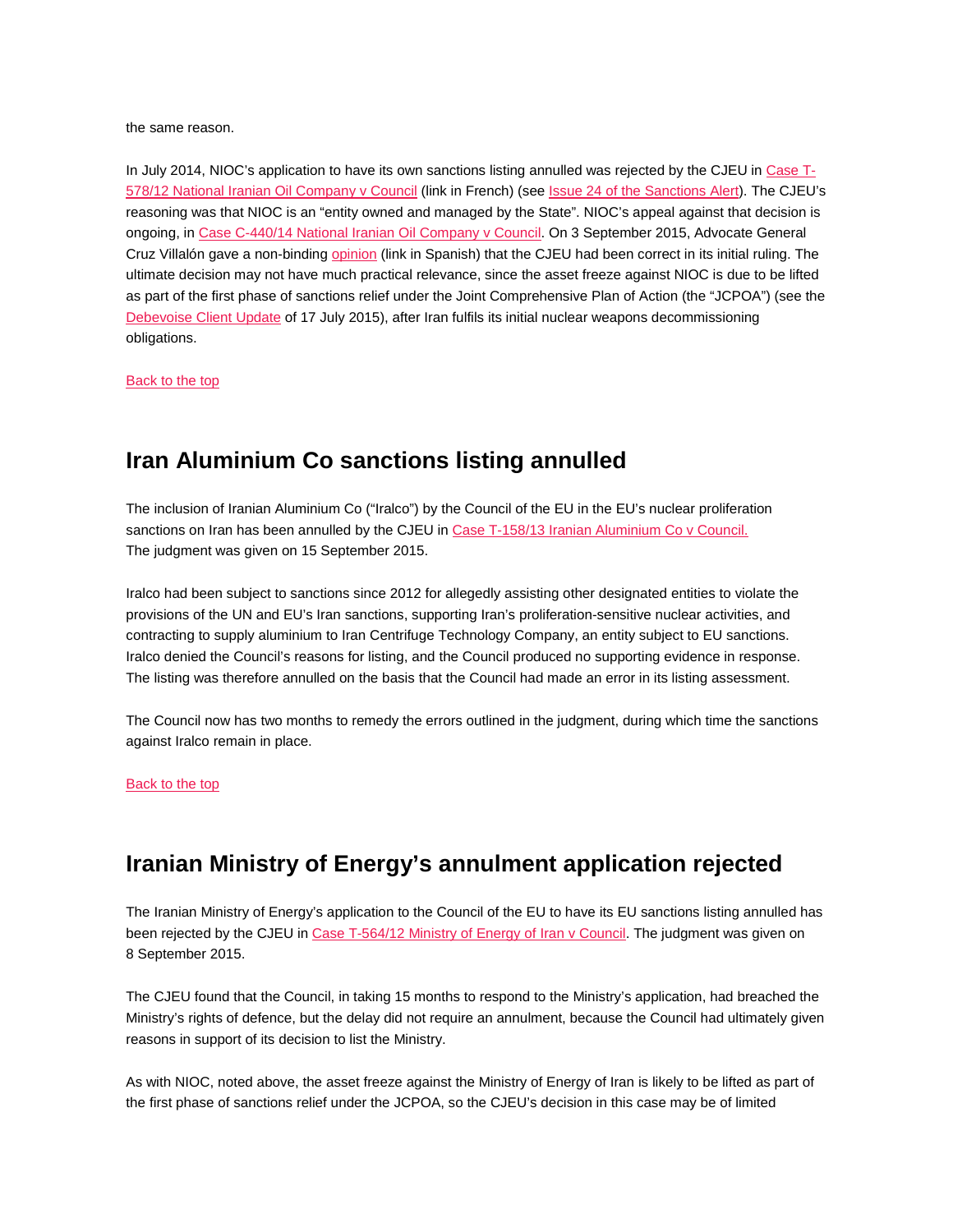the same reason.

In July 2014, NIOC's application to have its own sanctions listing annulled was rejected by the CJEU in Case T-578/12 National Iranian Oil Company v Council (link in French) (see Issue 24 of the Sanctions Alert). The CJEU's reasoning was that NIOC is an "entity owned and managed by the State". NIOC's appeal against that decision is ongoing, in Case C-440/14 National Iranian Oil Company v Council. On 3 September 2015, Advocate General Cruz Villalón gave a non-binding opinion (link in Spanish) that the CJEU had been correct in its initial ruling. The ultimate decision may not have much practical relevance, since the asset freeze against NIOC is due to be lifted as part of the first phase of sanctions relief under the Joint Comprehensive Plan of Action (the "JCPOA") (see the Debevoise Client Update of 17 July 2015), after Iran fulfils its initial nuclear weapons decommissioning obligations.

Back to the top

## Iran Aluminium Co sanctions listing annulled

The inclusion of Iranian Aluminium Co ("Iralco") by the Council of the EU in the EU's nuclear proliferation sanctions on Iran has been annulled by the CJEU in Case T-158/13 Iranian Aluminium Co v Council. The judgment was given on 15 September 2015.

Iralco had been subject to sanctions since 2012 for allegedly assisting other designated entities to violate the provisions of the UN and EU's Iran sanctions, supporting Iran's proliferation-sensitive nuclear activities, and contracting to supply aluminium to Iran Centrifuge Technology Company, an entity subject to EU sanctions. Iralco denied the Council's reasons for listing, and the Council produced no supporting evidence in response. The listing was therefore annulled on the basis that the Council had made an error in its listing assessment.

The Council now has two months to remedy the errors outlined in the judgment, during which time the sanctions against Iralco remain in place.

Back to the top

## Iranian Ministry of Energy's annulment application rejected

The Iranian Ministry of Energy's application to the Council of the EU to have its EU sanctions listing annulled has been rejected by the CJEU in Case T-564/12 Ministry of Energy of Iran v Council. The judgment was given on 8 September 2015.

The CJEU found that the Council, in taking 15 months to respond to the Ministry's application, had breached the Ministry's rights of defence, but the delay did not require an annulment, because the Council had ultimately given reasons in support of its decision to list the Ministry.

As with NIOC, noted above, the asset freeze against the Ministry of Energy of Iran is likely to be lifted as part of the first phase of sanctions relief under the JCPOA, so the CJEU's decision in this case may be of limited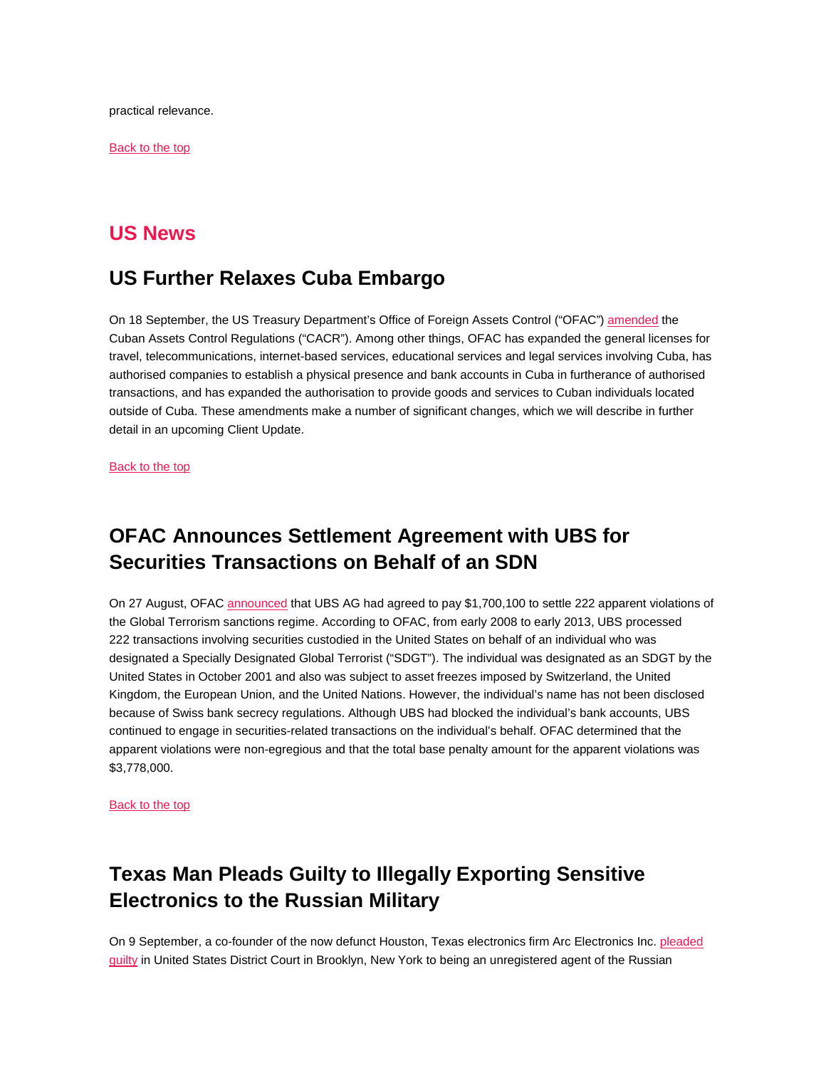practical relevance.

Back to the top

# US News

## US Further Relaxes Cuba Embargo

On 18 September, the US Treasury Department's Office of Foreign Assets Control ("OFAC") amended the Cuban Assets Control Regulations ("CACR"). Among other things, OFAC has expanded the general licenses for travel, telecommunications, internet-based services, educational services and legal services involving Cuba, has authorised companies to establish a physical presence and bank accounts in Cuba in furtherance of authorised transactions, and has expanded the authorisation to provide goods and services to Cuban individuals located outside of Cuba. These amendments make a number of significant changes, which we will describe in further detail in an upcoming Client Update.

Back to the top

## OFAC Announces Settlement Agreement with UBS for Securities Transactions on Behalf of an SDN

On 27 August, OFAC announced that UBS AG had agreed to pay $1,700,100 to settle 222 apparent violations of the Global Terrorism sanctions regime. According to OFAC, from early 2008 to early 2013, UBS processed 222 transactions involving securities custodied in the United States on behalf of an individual who was designated a Specially Designated Global Terrorist ("SDGT"). The individual was designated as an SDGT by the United States in October 2001 and also was subject to asset freezes imposed by Switzerland, the United Kingdom, the European Union, and the United Nations. However, the individual's name has not been disclosed because of Swiss bank secrecy regulations. Although UBS had blocked the individual's bank accounts, UBS continued to engage in securities-related transactions on the individual's behalf. OFAC determined that the apparent violations were non-egregious and that the total base penalty amount for the apparent violations was $3,778,000.

Back to the top

## Texas Man Pleads Guilty to Illegally Exporting Sensitive Electronics to the Russian Military

On 9 September, a co-founder of the now defunct Houston, Texas electronics firm Arc Electronics Inc. pleaded guilty in United States District Court in Brooklyn, New York to being an unregistered agent of the Russian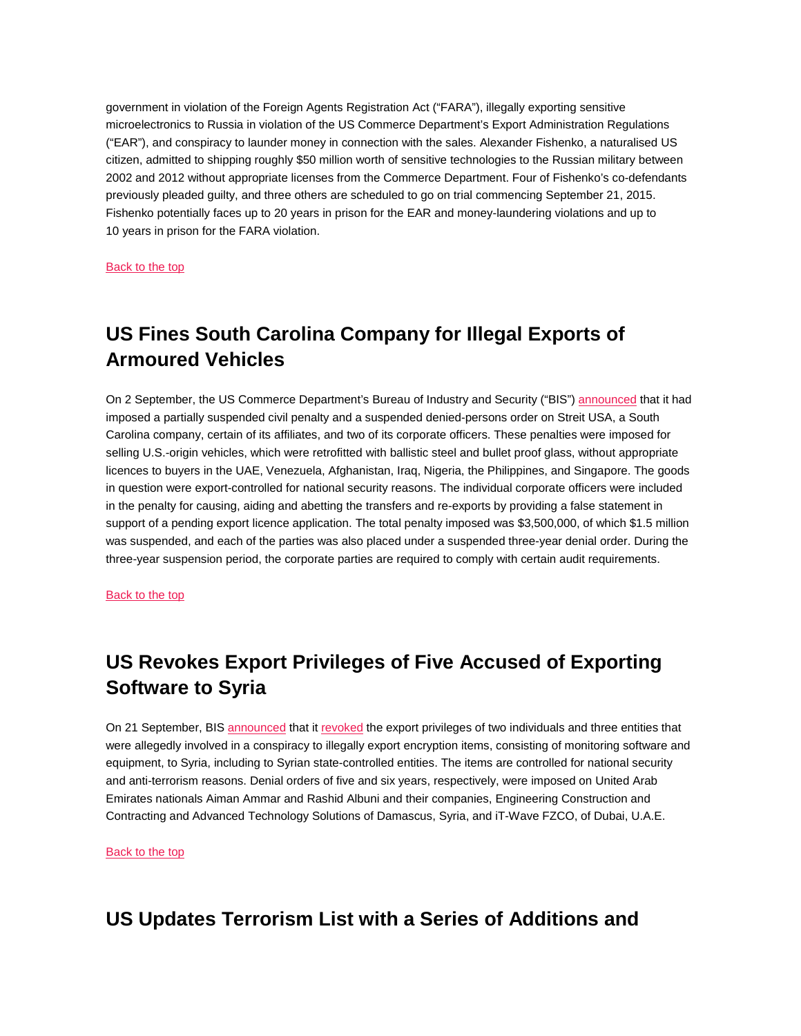government in violation of the Foreign Agents Registration Act ("FARA"), illegally exporting sensitive microelectronics to Russia in violation of the US Commerce Department's Export Administration Regulations ("EAR"), and conspiracy to launder money in connection with the sales. Alexander Fishenko, a naturalised US citizen, admitted to shipping roughly $50 million worth of sensitive technologies to the Russian military between 2002 and 2012 without appropriate licenses from the Commerce Department. Four of Fishenko's co-defendants previously pleaded guilty, and three others are scheduled to go on trial commencing September 21, 2015. Fishenko potentially faces up to 20 years in prison for the EAR and money-laundering violations and up to 10 years in prison for the FARA violation.

Back to the top

## US Fines South Carolina Company for Illegal Exports of Armoured Vehicles

On 2 September, the US Commerce Department's Bureau of Industry and Security ("BIS") announced that it had imposed a partially suspended civil penalty and a suspended denied-persons order on Streit USA, a South Carolina company, certain of its affiliates, and two of its corporate officers. These penalties were imposed for selling U.S.-origin vehicles, which were retrofitted with ballistic steel and bullet proof glass, without appropriate licences to buyers in the UAE, Venezuela, Afghanistan, Iraq, Nigeria, the Philippines, and Singapore. The goods in question were export-controlled for national security reasons. The individual corporate officers were included in the penalty for causing, aiding and abetting the transfers and re-exports by providing a false statement in support of a pending export licence application. The total penalty imposed was $3,500,000, of which $1.5 million was suspended, and each of the parties was also placed under a suspended three-year denial order. During the three-year suspension period, the corporate parties are required to comply with certain audit requirements.

Back to the top

## US Revokes Export Privileges of Five Accused of Exporting Software to Syria

On 21 September, BIS announced that it revoked the export privileges of two individuals and three entities that were allegedly involved in a conspiracy to illegally export encryption items, consisting of monitoring software and equipment, to Syria, including to Syrian state-controlled entities. The items are controlled for national security and anti-terrorism reasons. Denial orders of five and six years, respectively, were imposed on United Arab Emirates nationals Aiman Ammar and Rashid Albuni and their companies, Engineering Construction and Contracting and Advanced Technology Solutions of Damascus, Syria, and iT-Wave FZCO, of Dubai, U.A.E.

Back to the top

## US Updates Terrorism List with a Series of Additions and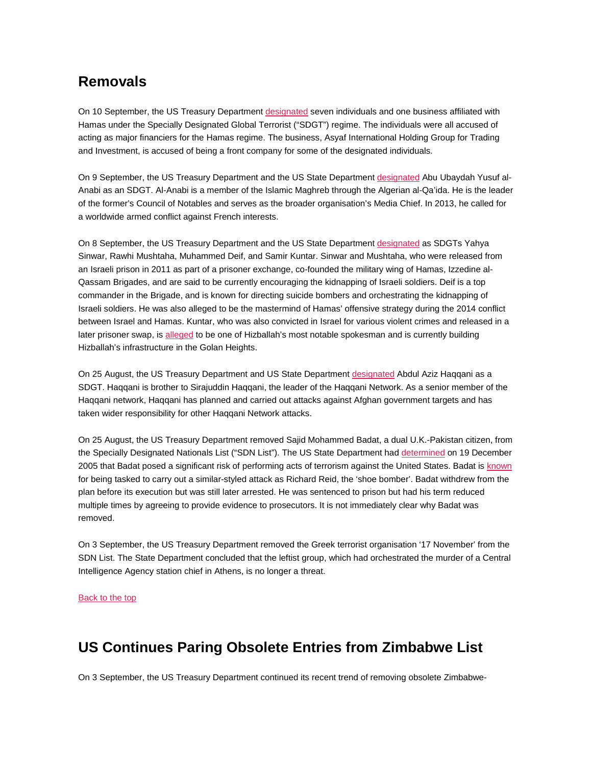## Removals

On 10 September, the US Treasury Department designated seven individuals and one business affiliated with Hamas under the Specially Designated Global Terrorist ("SDGT") regime. The individuals were all accused of acting as major financiers for the Hamas regime. The business, Asyaf International Holding Group for Trading and Investment, is accused of being a front company for some of the designated individuals.

On 9 September, the US Treasury Department and the US State Department designated Abu Ubaydah Yusuf al-Anabi as an SDGT. Al-Anabi is a member of the Islamic Maghreb through the Algerian al-Qa'ida. He is the leader of the former's Council of Notables and serves as the broader organisation's Media Chief. In 2013, he called for a worldwide armed conflict against French interests.

On 8 September, the US Treasury Department and the US State Department designated as SDGTs Yahya Sinwar, Rawhi Mushtaha, Muhammed Deif, and Samir Kuntar. Sinwar and Mushtaha, who were released from an Israeli prison in 2011 as part of a prisoner exchange, co-founded the military wing of Hamas, Izzedine al-Qassam Brigades, and are said to be currently encouraging the kidnapping of Israeli soldiers. Deif is a top commander in the Brigade, and is known for directing suicide bombers and orchestrating the kidnapping of Israeli soldiers. He was also alleged to be the mastermind of Hamas' offensive strategy during the 2014 conflict between Israel and Hamas. Kuntar, who was also convicted in Israel for various violent crimes and released in a later prisoner swap, is alleged to be one of Hizballah's most notable spokesman and is currently building Hizballah's infrastructure in the Golan Heights.

On 25 August, the US Treasury Department and US State Department designated Abdul Aziz Haqqani as a SDGT. Haqqani is brother to Sirajuddin Haqqani, the leader of the Haqqani Network. As a senior member of the Haqqani network, Haqqani has planned and carried out attacks against Afghan government targets and has taken wider responsibility for other Haqqani Network attacks.

On 25 August, the US Treasury Department removed Sajid Mohammed Badat, a dual U.K.-Pakistan citizen, from the Specially Designated Nationals List ("SDN List"). The US State Department had determined on 19 December 2005 that Badat posed a significant risk of performing acts of terrorism against the United States. Badat is known for being tasked to carry out a similar-styled attack as Richard Reid, the 'shoe bomber'. Badat withdrew from the plan before its execution but was still later arrested. He was sentenced to prison but had his term reduced multiple times by agreeing to provide evidence to prosecutors. It is not immediately clear why Badat was removed.

On 3 September, the US Treasury Department removed the Greek terrorist organisation '17 November' from the SDN List. The State Department concluded that the leftist group, which had orchestrated the murder of a Central Intelligence Agency station chief in Athens, is no longer a threat.

Back to the top

## US Continues Paring Obsolete Entries from Zimbabwe List

On 3 September, the US Treasury Department continued its recent trend of removing obsolete Zimbabwe-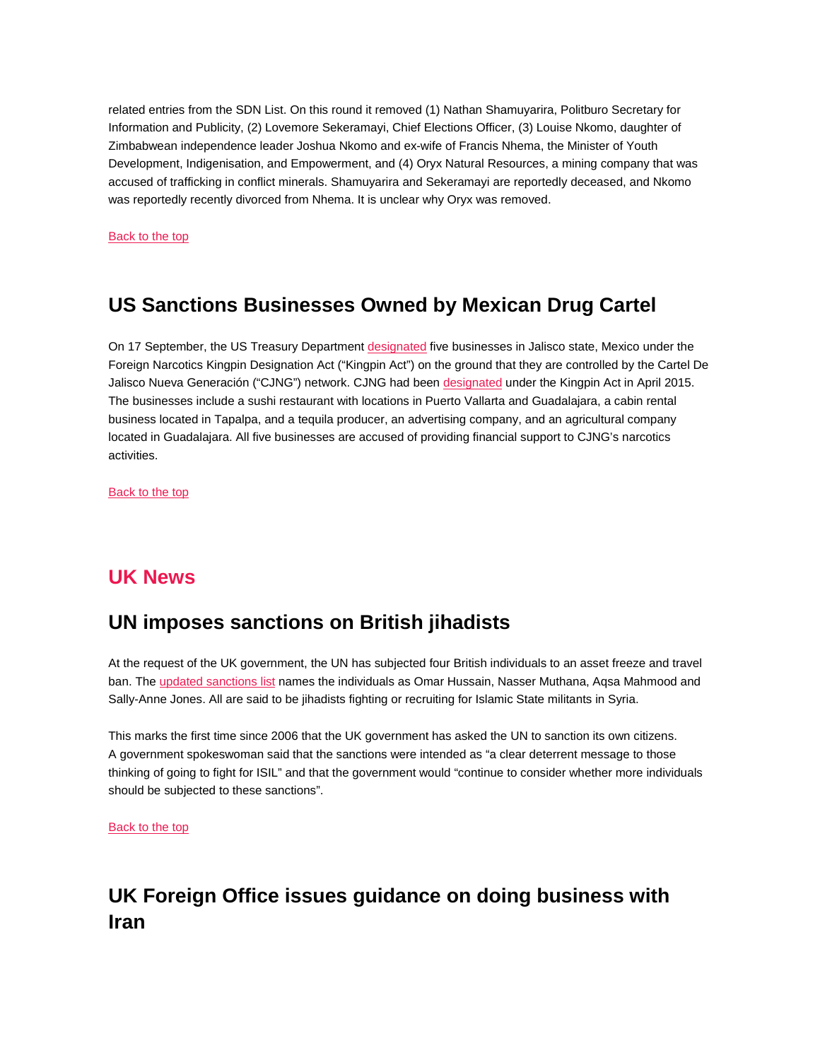related entries from the SDN List. On this round it removed (1) Nathan Shamuyarira, Politburo Secretary for Information and Publicity, (2) Lovemore Sekeramayi, Chief Elections Officer, (3) Louise Nkomo, daughter of Zimbabwean independence leader Joshua Nkomo and ex-wife of Francis Nhema, the Minister of Youth Development, Indigenisation, and Empowerment, and (4) Oryx Natural Resources, a mining company that was accused of trafficking in conflict minerals. Shamuyarira and Sekeramayi are reportedly deceased, and Nkomo was reportedly recently divorced from Nhema. It is unclear why Oryx was removed.

Back to the top

## US Sanctions Businesses Owned by Mexican Drug Cartel

On 17 September, the US Treasury Department designated five businesses in Jalisco state, Mexico under the Foreign Narcotics Kingpin Designation Act ("Kingpin Act") on the ground that they are controlled by the Cartel De Jalisco Nueva Generación ("CJNG") network. CJNG had been designated under the Kingpin Act in April 2015. The businesses include a sushi restaurant with locations in Puerto Vallarta and Guadalajara, a cabin rental business located in Tapalpa, and a tequila producer, an advertising company, and an agricultural company located in Guadalajara. All five businesses are accused of providing financial support to CJNG's narcotics activities.

Back to the top

# UK News

## UN imposes sanctions on British jihadists

At the request of the UK government, the UN has subjected four British individuals to an asset freeze and travel ban. The updated sanctions list names the individuals as Omar Hussain, Nasser Muthana, Aqsa Mahmood and Sally-Anne Jones. All are said to be jihadists fighting or recruiting for Islamic State militants in Syria.

This marks the first time since 2006 that the UK government has asked the UN to sanction its own citizens. A government spokeswoman said that the sanctions were intended as "a clear deterrent message to those thinking of going to fight for ISIL" and that the government would "continue to consider whether more individuals should be subjected to these sanctions".

Back to the top

## UK Foreign Office issues guidance on doing business with Iran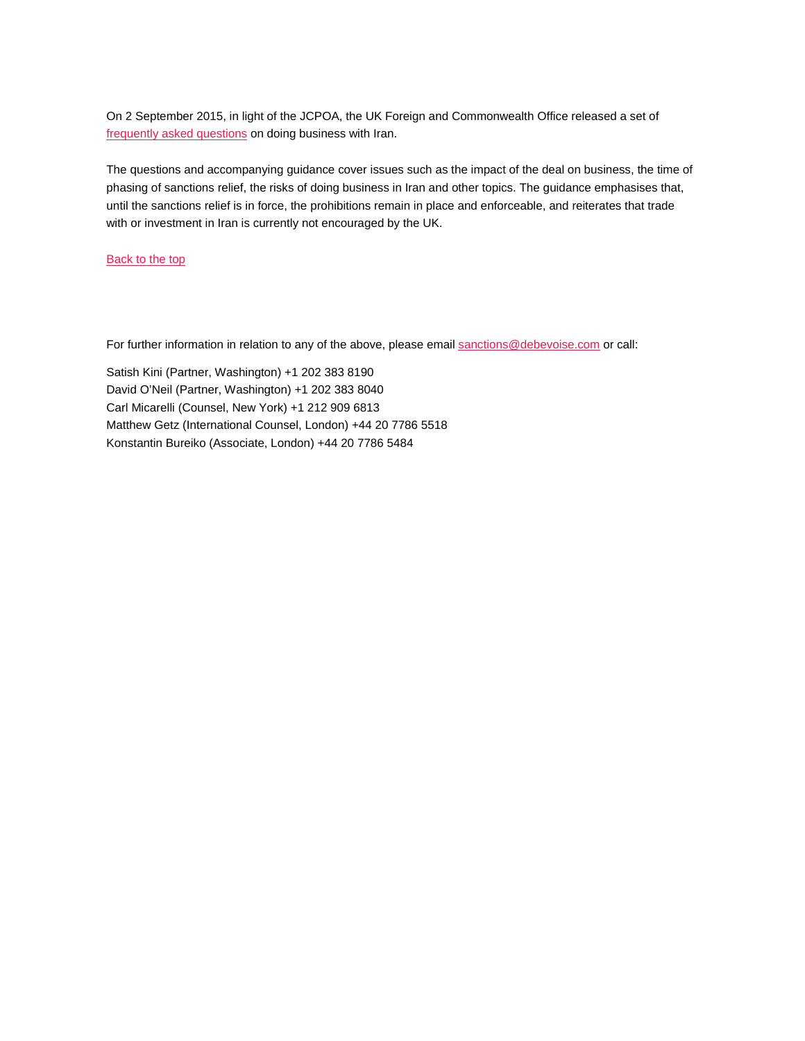On 2 September 2015, in light of the JCPOA, the UK Foreign and Commonwealth Office released a set of frequently asked questions on doing business with Iran.

The questions and accompanying guidance cover issues such as the impact of the deal on business, the time of phasing of sanctions relief, the risks of doing business in Iran and other topics. The guidance emphasises that, until the sanctions relief is in force, the prohibitions remain in place and enforceable, and reiterates that trade with or investment in Iran is currently not encouraged by the UK.

Back to the top

For further information in relation to any of the above, please email sanctions@debevoise.com or call:

Satish Kini (Partner, Washington) +1 202 383 8190
David O'Neil (Partner, Washington) +1 202 383 8040
Carl Micarelli (Counsel, New York) +1 212 909 6813
Matthew Getz (International Counsel, London) +44 20 7786 5518
Konstantin Bureiko (Associate, London) +44 20 7786 5484